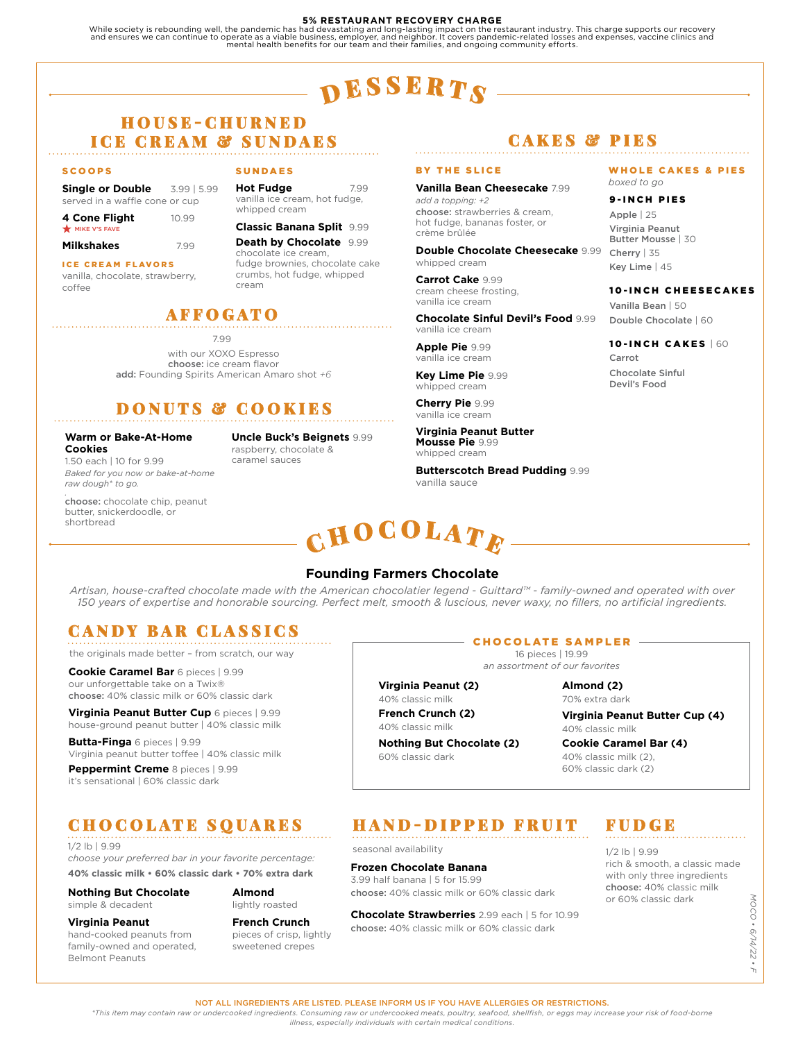**5% RESTAURANT RECOVERY CHARGE**

While society is rebounding well, the pandemic has had devastating and long-lasting impact on the restaurant industry. This charge supports our recovery and ensures we can continue to operate as a viable business, employer, and neighbor. It covers pandemic-related losses and expenses, vaccine clinics and mental health benefits for our team and their families, and ongoing community efforts.

# DESSERTS

## HOUSE-CHURNED ICE CREAM & SUNDAES

### SCOOPS

**Single or Double** 3.99 | 5.99
served in a waffle cone or cup

**4 Cone Flight** 10.99
★ MIKE V'S FAVE

**Milkshakes** 7.99

### ICE CREAM FLAVORS

vanilla, chocolate, strawberry, coffee

### SUNDAES

**Hot Fudge** 7.99
vanilla ice cream, hot fudge, whipped cream

**Classic Banana Split** 9.99

**Death by Chocolate** 9.99
chocolate ice cream, fudge brownies, chocolate cake crumbs, hot fudge, whipped cream

## AFFOGATO

7.99

with our XOXO Espresso
**choose:** ice cream flavor
**add:** Founding Spirits American Amaro shot *+6*

## DONUTS & COOKIES

**Warm or Bake-At-Home Cookies**
1.50 each | 10 for 9.99
*Baked for you now or bake-at-home raw dough* to go.*

**choose:** chocolate chip, peanut butter, snickerdoodle, or shortbread

**Uncle Buck's Beignets** 9.99
raspberry, chocolate & caramel sauces

## CAKES & PIES

### BY THE SLICE

**Vanilla Bean Cheesecake** 7.99
*add a topping: +2*
**choose:** strawberries & cream, hot fudge, bananas foster, or crème brûlée

**Double Chocolate Cheesecake** 9.99
whipped cream

**Carrot Cake** 9.99
cream cheese frosting, vanilla ice cream

**Chocolate Sinful Devil's Food** 9.99
vanilla ice cream

**Apple Pie** 9.99
vanilla ice cream

**Key Lime Pie** 9.99
whipped cream

**Cherry Pie** 9.99
vanilla ice cream

**Virginia Peanut Butter Mousse Pie** 9.99
whipped cream

**Butterscotch Bread Pudding** 9.99
vanilla sauce

### WHOLE CAKES & PIES

*boxed to go*

**9-INCH PIES**

Apple | 25

Virginia Peanut Butter Mousse | 30

Cherry | 35

Key Lime | 45

**10-INCH CHEESECAKES**

Vanilla Bean | 50

Double Chocolate | 60

**10-INCH CAKES** | 60

Carrot

Chocolate Sinful Devil's Food

# CHOCOLATE

## Founding Farmers Chocolate

*Artisan, house-crafted chocolate made with the American chocolatier legend - Guittard™ - family-owned and operated with over 150 years of expertise and honorable sourcing. Perfect melt, smooth & luscious, never waxy, no fillers, no artificial ingredients.*

## CANDY BAR CLASSICS

the originals made better – from scratch, our way

**Cookie Caramel Bar** 6 pieces | 9.99
our unforgettable take on a Twix®
**choose:** 40% classic milk or 60% classic dark

**Virginia Peanut Butter Cup** 6 pieces | 9.99
house-ground peanut butter | 40% classic milk

**Butta-Finga** 6 pieces | 9.99
Virginia peanut butter toffee | 40% classic milk

**Peppermint Creme** 8 pieces | 9.99
it's sensational | 60% classic dark

## CHOCOLATE SAMPLER

16 pieces | 19.99
*an assortment of our favorites*

**Virginia Peanut (2)**
40% classic milk

**French Crunch (2)**
40% classic milk

**Nothing But Chocolate (2)**
60% classic dark

**Almond (2)**
70% extra dark

**Virginia Peanut Butter Cup (4)**
40% classic milk

**Cookie Caramel Bar (4)**
40% classic milk (2), 60% classic dark (2)

## CHOCOLATE SQUARES

1/2 lb | 9.99
*choose your preferred bar in your favorite percentage:*
**40% classic milk • 60% classic dark • 70% extra dark**

**Nothing But Chocolate**
simple & decadent

**Virginia Peanut**
hand-cooked peanuts from family-owned and operated, Belmont Peanuts

**Almond**
lightly roasted

**French Crunch**
pieces of crisp, lightly sweetened crepes

## HAND-DIPPED FRUIT

seasonal availability

**Frozen Chocolate Banana**
3.99 half banana | 5 for 15.99
**choose:** 40% classic milk or 60% classic dark

**Chocolate Strawberries** 2.99 each | 5 for 10.99
**choose:** 40% classic milk or 60% classic dark

## FUDGE

1/2 lb | 9.99
rich & smooth, a classic made with only three ingredients
**choose:** 40% classic milk or 60% classic dark

MOCO • 6/14/22 • F

NOT ALL INGREDIENTS ARE LISTED. PLEASE INFORM US IF YOU HAVE ALLERGIES OR RESTRICTIONS.

*This item may contain raw or undercooked ingredients. Consuming raw or undercooked meats, poultry, seafood, shellfish, or eggs may increase your risk of food-borne illness, especially individuals with certain medical conditions.*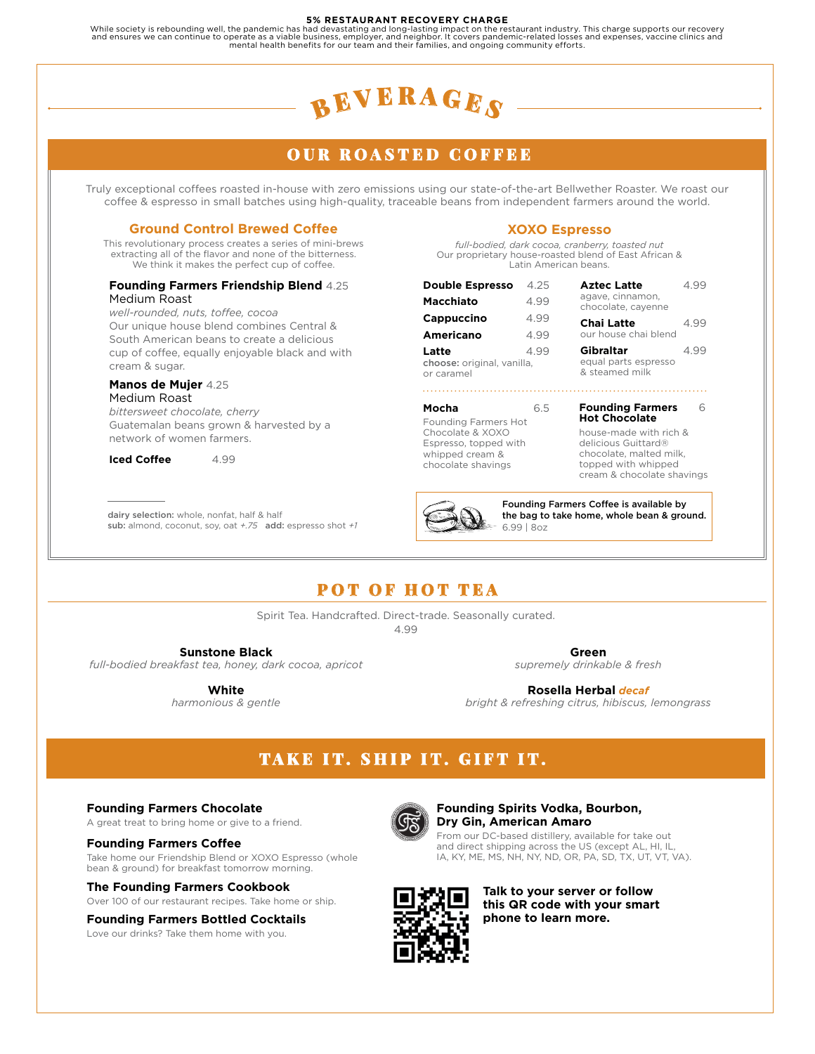**5% RESTAURANT RECOVERY CHARGE**
While society is rebounding well, the pandemic has had devastating and long-lasting impact on the restaurant industry. This charge supports our recovery and ensures we can continue to operate as a viable business, employer, and neighbor. It covers pandemic-related losses and expenses, vaccine clinics and mental health benefits for our team and their families, and ongoing community efforts.

# BEVERAGES

## OUR ROASTED COFFEE

Truly exceptional coffees roasted in-house with zero emissions using our state-of-the-art Bellwether Roaster. We roast our coffee & espresso in small batches using high-quality, traceable beans from independent farmers around the world.

### Ground Control Brewed Coffee

This revolutionary process creates a series of mini-brews extracting all of the flavor and none of the bitterness. We think it makes the perfect cup of coffee.

**Founding Farmers Friendship Blend** 4.25
Medium Roast
*well-rounded, nuts, toffee, cocoa*
Our unique house blend combines Central & South American beans to create a delicious cup of coffee, equally enjoyable black and with cream & sugar.

**Manos de Mujer** 4.25
Medium Roast
*bittersweet chocolate, cherry*
Guatemalan beans grown & harvested by a network of women farmers.

**Iced Coffee** 4.99

**dairy selection:** whole, nonfat, half & half
**sub:** almond, coconut, soy, oat *+.75* **add:** espresso shot *+1*

### XOXO Espresso

*full-bodied, dark cocoa, cranberry, toasted nut*
Our proprietary house-roasted blend of East African & Latin American beans.

**Double Espresso** 4.25

**Macchiato** 4.99

**Cappuccino** 4.99

**Americano** 4.99

**Latte** 4.99
**choose:** original, vanilla, or caramel

**Aztec Latte** 4.99
agave, cinnamon, chocolate, cayenne

**Chai Latte** 4.99
our house chai blend

**Gibraltar** 4.99
equal parts espresso & steamed milk

**Mocha** 6.5
Founding Farmers Hot Chocolate & XOXO Espresso, topped with whipped cream & chocolate shavings

**Founding Farmers Hot Chocolate** 6
house-made with rich & delicious Guittard® chocolate, malted milk, topped with whipped cream & chocolate shavings

**Founding Farmers Coffee is available by the bag to take home, whole bean & ground.**
6.99 | 8oz

## POT OF HOT TEA

Spirit Tea. Handcrafted. Direct-trade. Seasonally curated.
4.99

**Sunstone Black**
*full-bodied breakfast tea, honey, dark cocoa, apricot*

**White**
*harmonious & gentle*

**Green**
*supremely drinkable & fresh*

**Rosella Herbal** *decaf*
*bright & refreshing citrus, hibiscus, lemongrass*

## TAKE IT. SHIP IT. GIFT IT.

**Founding Farmers Chocolate**
A great treat to bring home or give to a friend.

**Founding Farmers Coffee**
Take home our Friendship Blend or XOXO Espresso (whole bean & ground) for breakfast tomorrow morning.

**The Founding Farmers Cookbook**
Over 100 of our restaurant recipes. Take home or ship.

**Founding Farmers Bottled Cocktails**
Love our drinks? Take them home with you.

**Founding Spirits Vodka, Bourbon, Dry Gin, American Amaro**
From our DC-based distillery, available for take out and direct shipping across the US (except AL, HI, IL, IA, KY, ME, MS, NH, NY, ND, OR, PA, SD, TX, UT, VT, VA).

**Talk to your server or follow this QR code with your smart phone to learn more.**